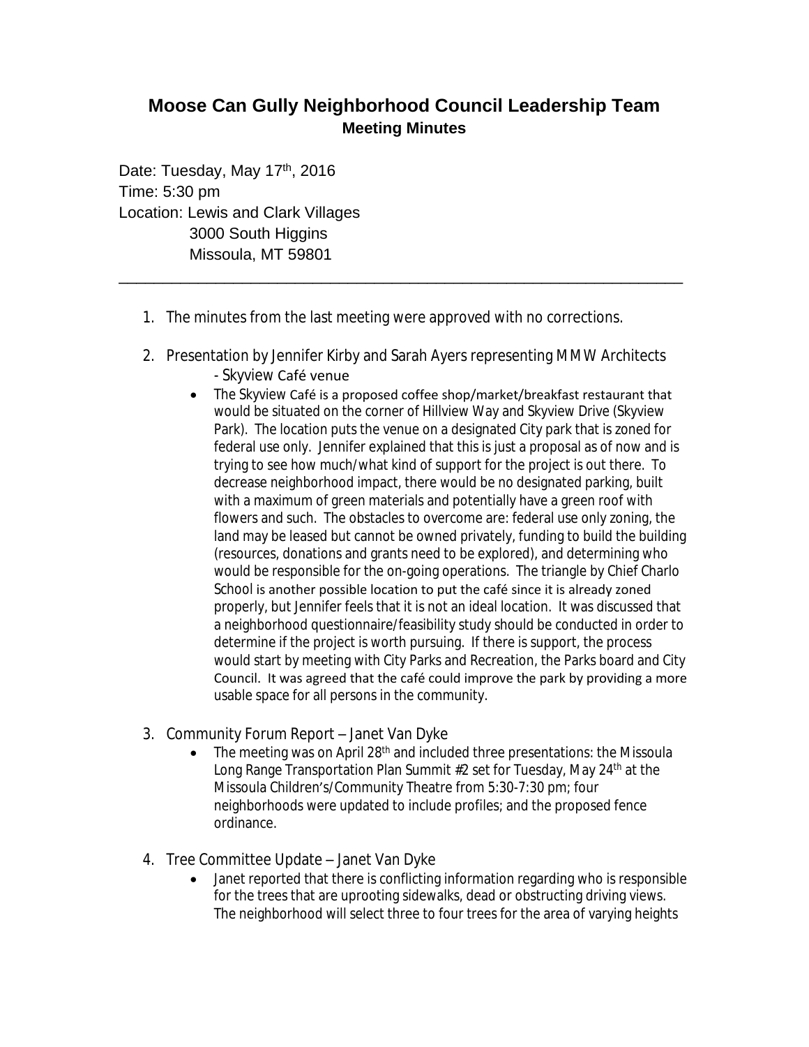# Moose Can Gully Neighborhood Council Leadership Team

## Meeting Minutes

Date: Tuesday, May 17th, 2016
Time: 5:30 pm
Location: Lewis and Clark Villages
3000 South Higgins
Missoula, MT 59801

---

1. The minutes from the last meeting were approved with no corrections.

2. Presentation by Jennifer Kirby and Sarah Ayers representing MMW Architects - Skyview Café venue
   - The Skyview Café is a proposed coffee shop/market/breakfast restaurant that would be situated on the corner of Hillview Way and Skyview Drive (Skyview Park). The location puts the venue on a designated City park that is zoned for federal use only. Jennifer explained that this is just a proposal as of now and is trying to see how much/what kind of support for the project is out there. To decrease neighborhood impact, there would be no designated parking, built with a maximum of green materials and potentially have a green roof with flowers and such. The obstacles to overcome are: federal use only zoning, the land may be leased but cannot be owned privately, funding to build the building (resources, donations and grants need to be explored), and determining who would be responsible for the on-going operations. The triangle by Chief Charlo School is another possible location to put the café since it is already zoned properly, but Jennifer feels that it is not an ideal location. It was discussed that a neighborhood questionnaire/feasibility study should be conducted in order to determine if the project is worth pursuing. If there is support, the process would start by meeting with City Parks and Recreation, the Parks board and City Council. It was agreed that the café could improve the park by providing a more usable space for all persons in the community.

3. Community Forum Report – Janet Van Dyke
   - The meeting was on April 28th and included three presentations: the Missoula Long Range Transportation Plan Summit #2 set for Tuesday, May 24th at the Missoula Children's/Community Theatre from 5:30-7:30 pm; four neighborhoods were updated to include profiles; and the proposed fence ordinance.

4. Tree Committee Update – Janet Van Dyke
   - Janet reported that there is conflicting information regarding who is responsible for the trees that are uprooting sidewalks, dead or obstructing driving views. The neighborhood will select three to four trees for the area of varying heights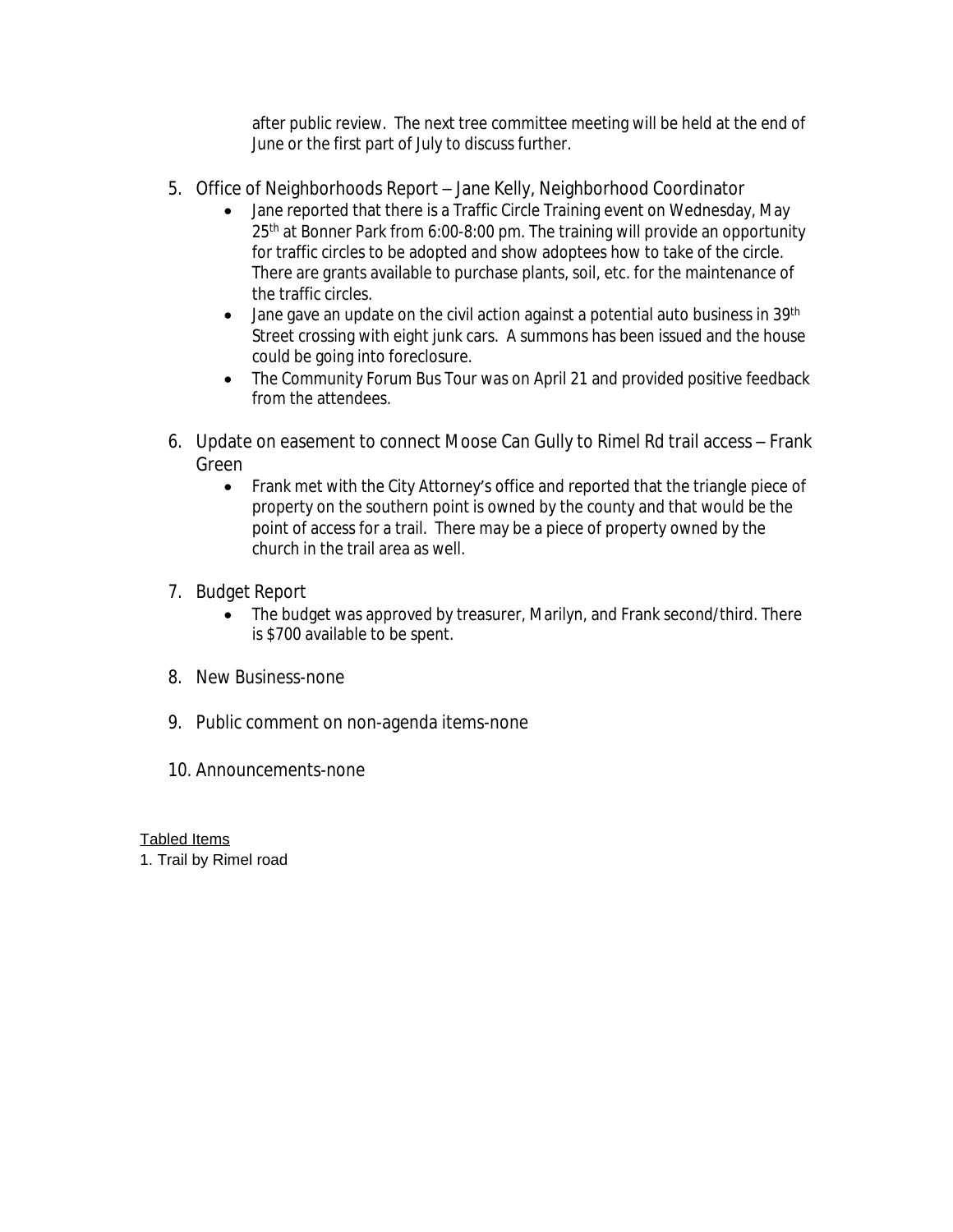after public review. The next tree committee meeting will be held at the end of June or the first part of July to discuss further.

5. Office of Neighborhoods Report – Jane Kelly, Neighborhood Coordinator
   - Jane reported that there is a Traffic Circle Training event on Wednesday, May 25th at Bonner Park from 6:00-8:00 pm. The training will provide an opportunity for traffic circles to be adopted and show adoptees how to take of the circle. There are grants available to purchase plants, soil, etc. for the maintenance of the traffic circles.
   - Jane gave an update on the civil action against a potential auto business in 39th Street crossing with eight junk cars. A summons has been issued and the house could be going into foreclosure.
   - The Community Forum Bus Tour was on April 21 and provided positive feedback from the attendees.

6. Update on easement to connect Moose Can Gully to Rimel Rd trail access – Frank Green
   - Frank met with the City Attorney's office and reported that the triangle piece of property on the southern point is owned by the county and that would be the point of access for a trail. There may be a piece of property owned by the church in the trail area as well.

7. Budget Report
   - The budget was approved by treasurer, Marilyn, and Frank second/third. There is $700 available to be spent.

8. New Business-none

9. Public comment on non-agenda items-none

10. Announcements-none

Tabled Items

1. Trail by Rimel road